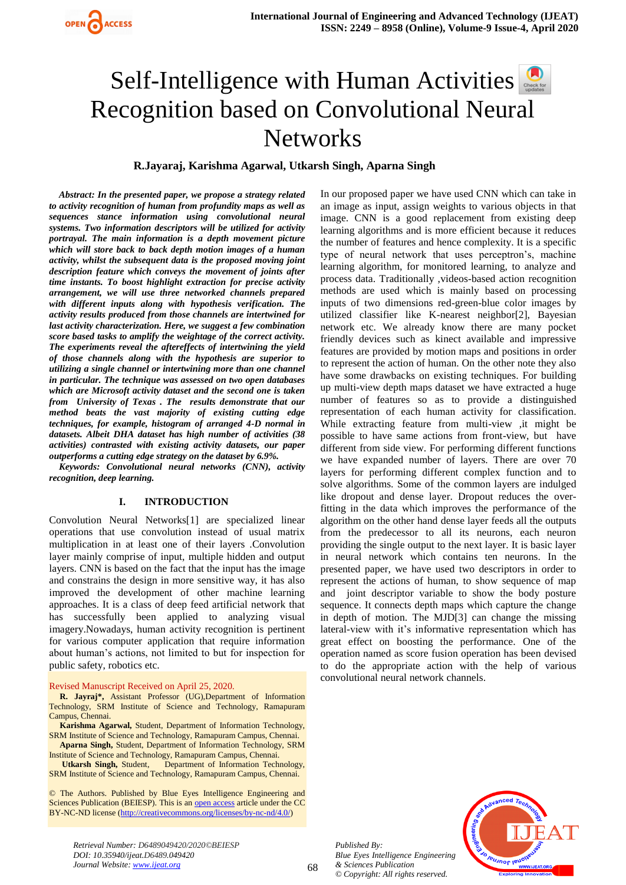# Self-Intelligence with Human Activities Recognition based on Convolutional Neural Networks

**R.Jayaraj, Karishma Agarwal, Utkarsh Singh, Aparna Singh**

***Abstract:** In the presented paper, we propose a strategy related to activity recognition of human from profundity maps as well as sequences stance information using convolutional neural systems. Two information descriptors will be utilized for activity portrayal. The main information is a depth movement picture which will store back to back depth motion images of a human activity, whilst the subsequent data is the proposed moving joint description feature which conveys the movement of joints after time instants. To boost highlight extraction for precise activity arrangement, we will use three networked channels prepared with different inputs along with hypothesis verification. The activity results produced from those channels are intertwined for last activity characterization. Here, we suggest a few combination score based tasks to amplify the weightage of the correct activity. The experiments reveal the aftereffects of intertwining the yield of those channels along with the hypothesis are superior to utilizing a single channel or intertwining more than one channel in particular. The technique was assessed on two open databases which are Microsoft activity dataset and the second one is taken from University of Texas . The results demonstrate that our method beats the vast majority of existing cutting edge techniques, for example, histogram of arranged 4-D normal in datasets. Albeit DHA dataset has high number of activities (38 activities) contrasted with existing activity datasets, our paper outperforms a cutting edge strategy on the dataset by 6.9%.*

***Keywords:** Convolutional neural networks (CNN), activity recognition, deep learning.*

## I. INTRODUCTION

Convolution Neural Networks[1] are specialized linear operations that use convolution instead of usual matrix multiplication in at least one of their layers .Convolution layer mainly comprise of input, multiple hidden and output layers. CNN is based on the fact that the input has the image and constrains the design in more sensitive way, it has also improved the development of other machine learning approaches. It is a class of deep feed artificial network that has successfully been applied to analyzing visual imagery.Nowadays, human activity recognition is pertinent for various computer application that require information about human's actions, not limited to but for inspection for public safety, robotics etc.

Revised Manuscript Received on April 25, 2020.

**R. Jayraj\*,** Assistant Professor (UG),Department of Information Technology, SRM Institute of Science and Technology, Ramapuram Campus, Chennai.

**Karishma Agarwal,** Student, Department of Information Technology, SRM Institute of Science and Technology, Ramapuram Campus, Chennai.

**Aparna Singh,** Student, Department of Information Technology, SRM Institute of Science and Technology, Ramapuram Campus, Chennai.

**Utkarsh Singh,** Student, Department of Information Technology, SRM Institute of Science and Technology, Ramapuram Campus, Chennai.

© The Authors. Published by Blue Eyes Intelligence Engineering and Sciences Publication (BEIESP). This is an open access article under the CC BY-NC-ND license (http://creativecommons.org/licenses/by-nc-nd/4.0/)

In our proposed paper we have used CNN which can take in an image as input, assign weights to various objects in that image. CNN is a good replacement from existing deep learning algorithms and is more efficient because it reduces the number of features and hence complexity. It is a specific type of neural network that uses perceptron's, machine learning algorithm, for monitored learning, to analyze and process data. Traditionally ,videos-based action recognition methods are used which is mainly based on processing inputs of two dimensions red-green-blue color images by utilized classifier like K-nearest neighbor[2], Bayesian network etc. We already know there are many pocket friendly devices such as kinect available and impressive features are provided by motion maps and positions in order to represent the action of human. On the other note they also have some drawbacks on existing techniques. For building up multi-view depth maps dataset we have extracted a huge number of features so as to provide a distinguished representation of each human activity for classification. While extracting feature from multi-view ,it might be possible to have same actions from front-view, but have different from side view. For performing different functions we have expanded number of layers. There are over 70 layers for performing different complex function and to solve algorithms. Some of the common layers are indulged like dropout and dense layer. Dropout reduces the over-fitting in the data which improves the performance of the algorithm on the other hand dense layer feeds all the outputs from the predecessor to all its neurons, each neuron providing the single output to the next layer. It is basic layer in neural network which contains ten neurons. In the presented paper, we have used two descriptors in order to represent the actions of human, to show sequence of map and joint descriptor variable to show the body posture sequence. It connects depth maps which capture the change in depth of motion. The MJD[3] can change the missing lateral-view with it's informative representation which has great effect on boosting the performance. One of the operation named as score fusion operation has been devised to do the appropriate action with the help of various convolutional neural network channels.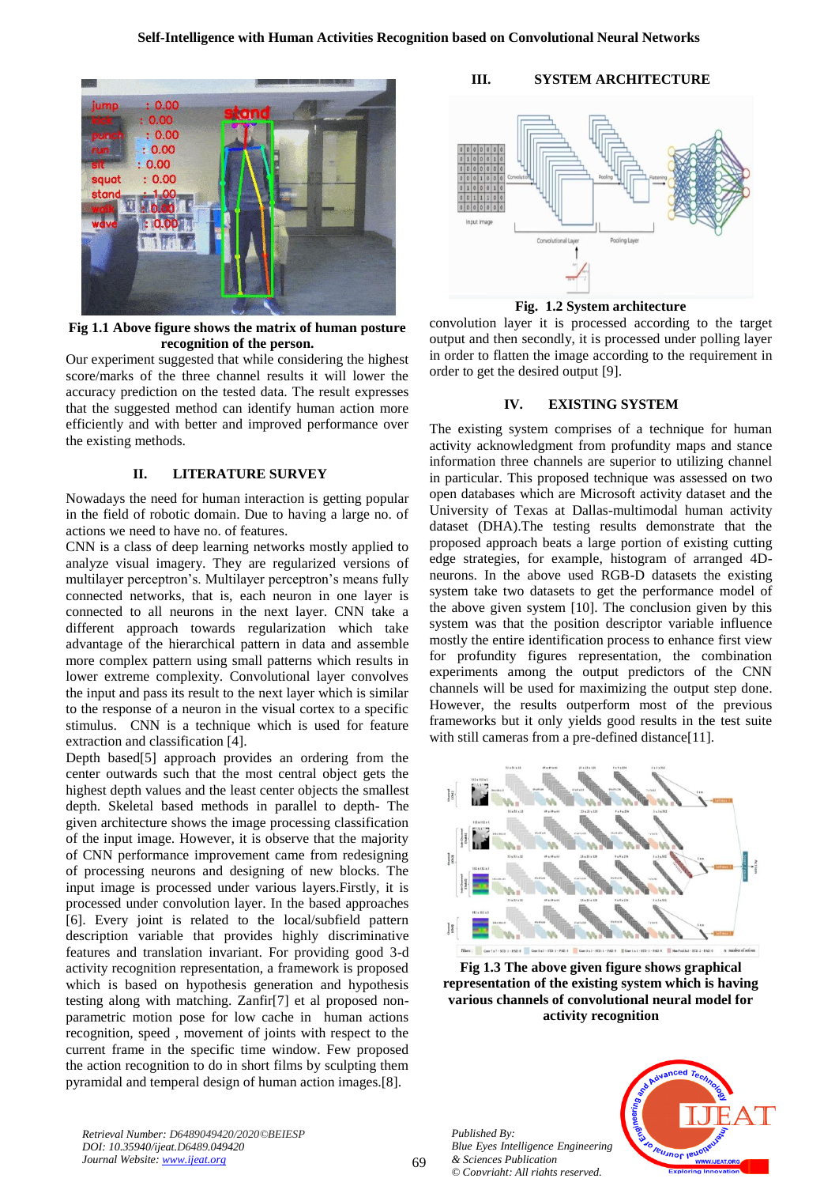**Fig 1.1 Above figure shows the matrix of human posture recognition of the person.**

Our experiment suggested that while considering the highest score/marks of the three channel results it will lower the accuracy prediction on the tested data. The result expresses that the suggested method can identify human action more efficiently and with better and improved performance over the existing methods.

## II. LITERATURE SURVEY

Nowadays the need for human interaction is getting popular in the field of robotic domain. Due to having a large no. of actions we need to have no. of features.

CNN is a class of deep learning networks mostly applied to analyze visual imagery. They are regularized versions of multilayer perceptron's. Multilayer perceptron's means fully connected networks, that is, each neuron in one layer is connected to all neurons in the next layer. CNN take a different approach towards regularization which take advantage of the hierarchical pattern in data and assemble more complex pattern using small patterns which results in lower extreme complexity. Convolutional layer convolves the input and pass its result to the next layer which is similar to the response of a neuron in the visual cortex to a specific stimulus. CNN is a technique which is used for feature extraction and classification [4].

Depth based[5] approach provides an ordering from the center outwards such that the most central object gets the highest depth values and the least center objects the smallest depth. Skeletal based methods in parallel to depth- The given architecture shows the image processing classification of the input image. However, it is observe that the majority of CNN performance improvement came from redesigning of processing neurons and designing of new blocks. The input image is processed under various layers.Firstly, it is processed under convolution layer. In the based approaches [6]. Every joint is related to the local/subfield pattern description variable that provides highly discriminative features and translation invariant. For providing good 3-d activity recognition representation, a framework is proposed which is based on hypothesis generation and hypothesis testing along with matching. Zanfir[7] et al proposed non-parametric motion pose for low cache in human actions recognition, speed , movement of joints with respect to the current frame in the specific time window. Few proposed the action recognition to do in short films by sculpting them pyramidal and temperal design of human action images.[8].

## III. SYSTEM ARCHITECTURE

**Fig. 1.2 System architecture**

convolution layer it is processed according to the target output and then secondly, it is processed under polling layer in order to flatten the image according to the requirement in order to get the desired output [9].

## IV. EXISTING SYSTEM

The existing system comprises of a technique for human activity acknowledgment from profundity maps and stance information three channels are superior to utilizing channel in particular. This proposed technique was assessed on two open databases which are Microsoft activity dataset and the University of Texas at Dallas-multimodal human activity dataset (DHA).The testing results demonstrate that the proposed approach beats a large portion of existing cutting edge strategies, for example, histogram of arranged 4D-neurons. In the above used RGB-D datasets the existing system take two datasets to get the performance model of the above given system [10]. The conclusion given by this system was that the position descriptor variable influence mostly the entire identification process to enhance first view for profundity figures representation, the combination experiments among the output predictors of the CNN channels will be used for maximizing the output step done. However, the results outperform most of the previous frameworks but it only yields good results in the test suite with still cameras from a pre-defined distance[11].

**Fig 1.3 The above given figure shows graphical representation of the existing system which is having various channels of convolutional neural model for activity recognition**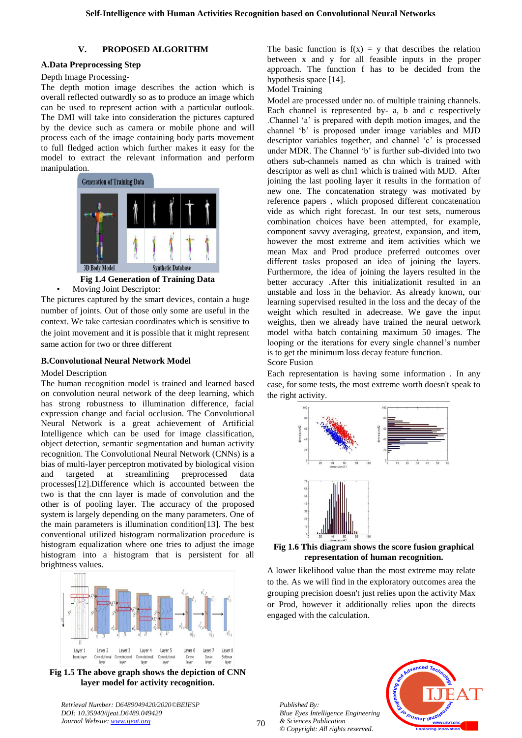## V. PROPOSED ALGORITHM

### A.Data Preprocessing Step

Depth Image Processing-

The depth motion image describes the action which is overall reflected outwardly so as to produce an image which can be used to represent action with a particular outlook. The DMI will take into consideration the pictures captured by the device such as camera or mobile phone and will process each of the image containing body parts movement to full fledged action which further makes it easy for the model to extract the relevant information and perform manipulation.

**Fig 1.4 Generation of Training Data**

- Moving Joint Descriptor:

The pictures captured by the smart devices, contain a huge number of joints. Out of those only some are useful in the context. We take cartesian coordinates which is sensitive to the joint movement and it is possible that it might represent same action for two or three different

### B.Convolutional Neural Network Model

Model Description

The human recognition model is trained and learned based on convolution neural network of the deep learning, which has strong robustness to illumination difference, facial expression change and facial occlusion. The Convolutional Neural Network is a great achievement of Artificial Intelligence which can be used for image classification, object detection, semantic segmentation and human activity recognition. The Convolutional Neural Network (CNNs) is a bias of multi-layer perceptron motivated by biological vision and targeted at streamlining preprocessed data processes[12].Difference which is accounted between the two is that the cnn layer is made of convolution and the other is of pooling layer. The accuracy of the proposed system is largely depending on the many parameters. One of the main parameters is illumination condition[13]. The best conventional utilized histogram normalization procedure is histogram equalization where one tries to adjust the image histogram into a histogram that is persistent for all brightness values.

**Fig 1.5 The above graph shows the depiction of CNN layer model for activity recognition.**

The basic function is f(x) = y that describes the relation between x and y for all feasible inputs in the proper approach. The function f has to be decided from the hypothesis space [14].

Model Training

Model are processed under no. of multiple training channels. Each channel is represented by- a, b and c respectively .Channel 'a' is prepared with depth motion images, and the channel 'b' is proposed under image variables and MJD descriptor variables together, and channel 'c' is processed under MDR. The Channel 'b' is further sub-divided into two others sub-channels named as chn which is trained with descriptor as well as chn1 which is trained with MJD. After joining the last pooling layer it results in the formation of new one. The concatenation strategy was motivated by reference papers , which proposed different concatenation vide as which right forecast. In our test sets, numerous combination choices have been attempted, for example, component savvy averaging, greatest, expansion, and item, however the most extreme and item activities which we mean Max and Prod produce preferred outcomes over different tasks proposed an idea of joining the layers. Furthermore, the idea of joining the layers resulted in the better accuracy .After this initializationit resulted in an unstable and loss in the behavior. As already known, our learning supervised resulted in the loss and the decay of the weight which resulted in adecrease. We gave the input weights, then we already have trained the neural network model witha batch containing maximum 50 images. The looping or the iterations for every single channel's number is to get the minimum loss decay feature function.

Score Fusion

Each representation is having some information . In any case, for some tests, the most extreme worth doesn't speak to the right activity.

**Fig 1.6 This diagram shows the score fusion graphical representation of human recognition.**

A lower likelihood value than the most extreme may relate to the. As we will find in the exploratory outcomes area the grouping precision doesn't just relies upon the activity Max or Prod, however it additionally relies upon the directs engaged with the calculation.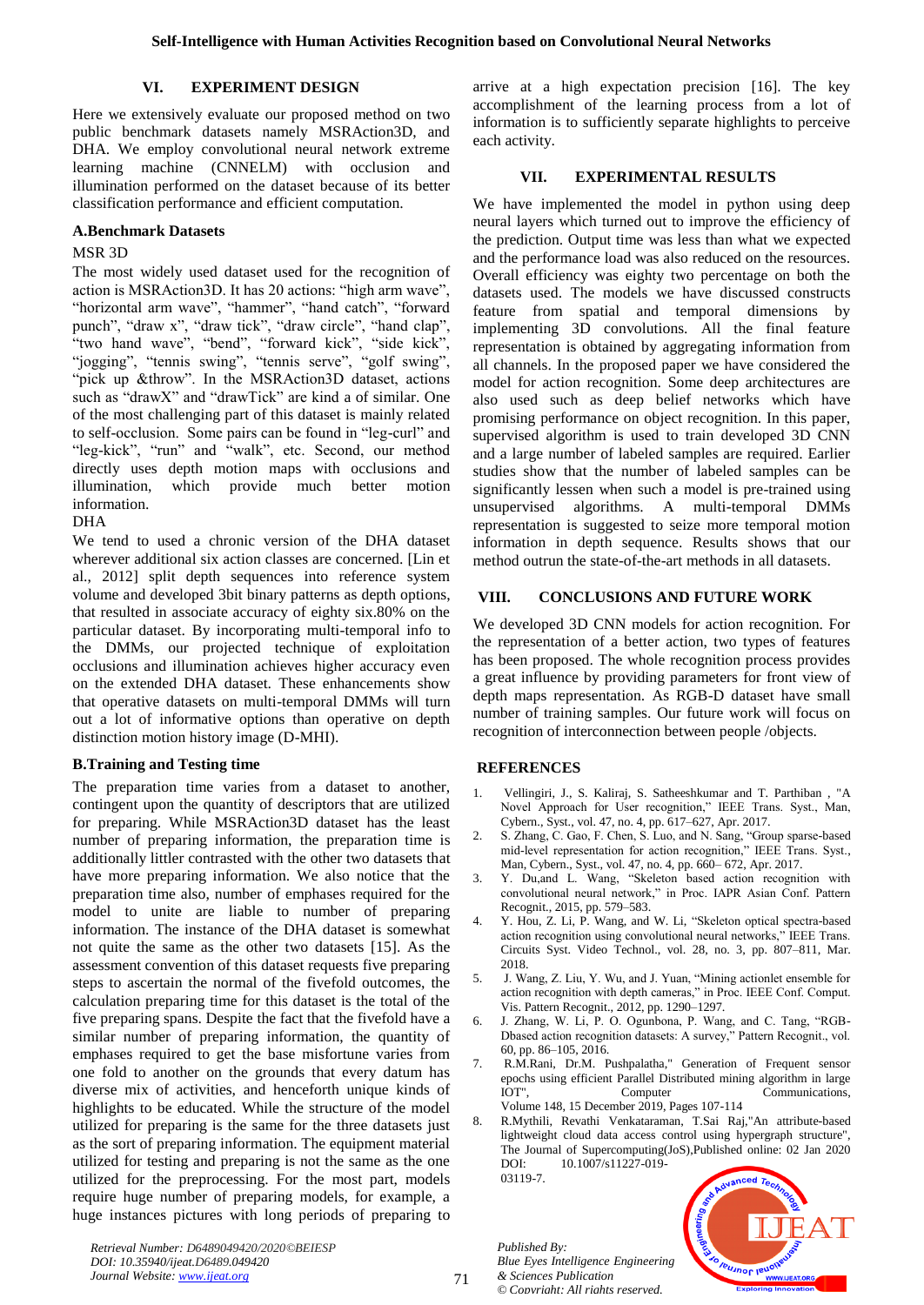## VI. EXPERIMENT DESIGN

Here we extensively evaluate our proposed method on two public benchmark datasets namely MSRAction3D, and DHA. We employ convolutional neural network extreme learning machine (CNNELM) with occlusion and illumination performed on the dataset because of its better classification performance and efficient computation.

### A.Benchmark Datasets

MSR 3D

The most widely used dataset used for the recognition of action is MSRAction3D. It has 20 actions: "high arm wave", "horizontal arm wave", "hammer", "hand catch", "forward punch", "draw x", "draw tick", "draw circle", "hand clap", "two hand wave", "bend", "forward kick", "side kick", "jogging", "tennis swing", "tennis serve", "golf swing", "pick up &throw". In the MSRAction3D dataset, actions such as "drawX" and "drawTick" are kind a of similar. One of the most challenging part of this dataset is mainly related to self-occlusion. Some pairs can be found in "leg-curl" and "leg-kick", "run" and "walk", etc. Second, our method directly uses depth motion maps with occlusions and illumination, which provide much better motion information.

DHA

We tend to used a chronic version of the DHA dataset wherever additional six action classes are concerned. [Lin et al., 2012] split depth sequences into reference system volume and developed 3bit binary patterns as depth options, that resulted in associate accuracy of eighty six.80% on the particular dataset. By incorporating multi-temporal info to the DMMs, our projected technique of exploitation occlusions and illumination achieves higher accuracy even on the extended DHA dataset. These enhancements show that operative datasets on multi-temporal DMMs will turn out a lot of informative options than operative on depth distinction motion history image (D-MHI).

### B.Training and Testing time

The preparation time varies from a dataset to another, contingent upon the quantity of descriptors that are utilized for preparing. While MSRAction3D dataset has the least number of preparing information, the preparation time is additionally littler contrasted with the other two datasets that have more preparing information. We also notice that the preparation time also, number of emphases required for the model to unite are liable to number of preparing information. The instance of the DHA dataset is somewhat not quite the same as the other two datasets [15]. As the assessment convention of this dataset requests five preparing steps to ascertain the normal of the fivefold outcomes, the calculation preparing time for this dataset is the total of the five preparing spans. Despite the fact that the fivefold have a similar number of preparing information, the quantity of emphases required to get the base misfortune varies from one fold to another on the grounds that every datum has diverse mix of activities, and henceforth unique kinds of highlights to be educated. While the structure of the model utilized for preparing is the same for the three datasets just as the sort of preparing information. The equipment material utilized for testing and preparing is not the same as the one utilized for the preprocessing. For the most part, models require huge number of preparing models, for example, a huge instances pictures with long periods of preparing to arrive at a high expectation precision [16]. The key accomplishment of the learning process from a lot of information is to sufficiently separate highlights to perceive each activity.

## VII. EXPERIMENTAL RESULTS

We have implemented the model in python using deep neural layers which turned out to improve the efficiency of the prediction. Output time was less than what we expected and the performance load was also reduced on the resources. Overall efficiency was eighty two percentage on both the datasets used. The models we have discussed constructs feature from spatial and temporal dimensions by implementing 3D convolutions. All the final feature representation is obtained by aggregating information from all channels. In the proposed paper we have considered the model for action recognition. Some deep architectures are also used such as deep belief networks which have promising performance on object recognition. In this paper, supervised algorithm is used to train developed 3D CNN and a large number of labeled samples are required. Earlier studies show that the number of labeled samples can be significantly lessen when such a model is pre-trained using unsupervised algorithms. A multi-temporal DMMs representation is suggested to seize more temporal motion information in depth sequence. Results shows that our method outrun the state-of-the-art methods in all datasets.

## VIII. CONCLUSIONS AND FUTURE WORK

We developed 3D CNN models for action recognition. For the representation of a better action, two types of features has been proposed. The whole recognition process provides a great influence by providing parameters for front view of depth maps representation. As RGB-D dataset have small number of training samples. Our future work will focus on recognition of interconnection between people /objects.

## REFERENCES

1. Vellingiri, J., S. Kaliraj, S. Satheeshkumar and T. Parthiban , "A Novel Approach for User recognition," IEEE Trans. Syst., Man, Cybern., Syst., vol. 47, no. 4, pp. 617–627, Apr. 2017.
2. S. Zhang, C. Gao, F. Chen, S. Luo, and N. Sang, "Group sparse-based mid-level representation for action recognition," IEEE Trans. Syst., Man, Cybern., Syst., vol. 47, no. 4, pp. 660– 672, Apr. 2017.
3. Y. Du,and L. Wang, "Skeleton based action recognition with convolutional neural network," in Proc. IAPR Asian Conf. Pattern Recognit., 2015, pp. 579–583.
4. Y. Hou, Z. Li, P. Wang, and W. Li, "Skeleton optical spectra-based action recognition using convolutional neural networks," IEEE Trans. Circuits Syst. Video Technol., vol. 28, no. 3, pp. 807–811, Mar. 2018.
5. J. Wang, Z. Liu, Y. Wu, and J. Yuan, "Mining actionlet ensemble for action recognition with depth cameras," in Proc. IEEE Conf. Comput. Vis. Pattern Recognit., 2012, pp. 1290–1297.
6. J. Zhang, W. Li, P. O. Ogunbona, P. Wang, and C. Tang, "RGB-Dbased action recognition datasets: A survey," Pattern Recognit., vol. 60, pp. 86–105, 2016.
7. R.M.Rani, Dr.M. Pushpalatha," Generation of Frequent sensor epochs using efficient Parallel Distributed mining algorithm in large IOT", Computer Communications, Volume 148, 15 December 2019, Pages 107-114
8. R.Mythili, Revathi Venkataraman, T.Sai Raj,"An attribute-based lightweight cloud data access control using hypergraph structure", The Journal of Supercomputing(JoS),Published online: 02 Jan 2020 DOI: 10.1007/s11227-019-03119-7.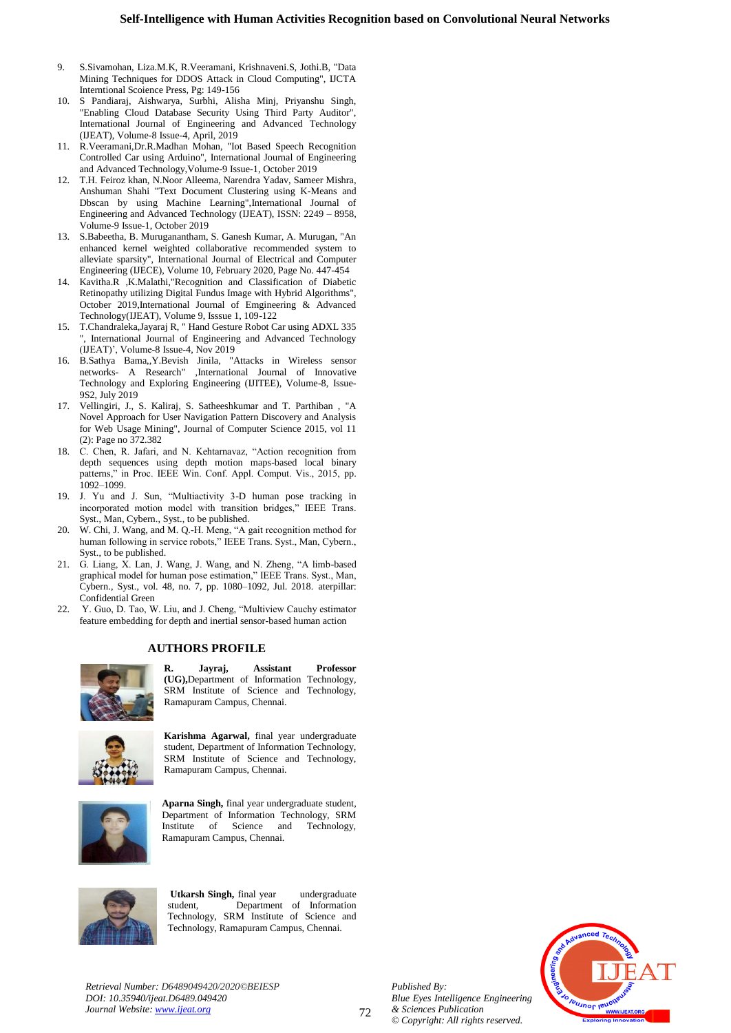9. S.Sivamohan, Liza.M.K, R.Veeramani, Krishnaveni.S, Jothi.B, "Data Mining Techniques for DDOS Attack in Cloud Computing", IJCTA Interntional Scoience Press, Pg: 149-156
10. S Pandiaraj, Aishwarya, Surbhi, Alisha Minj, Priyanshu Singh, "Enabling Cloud Database Security Using Third Party Auditor", International Journal of Engineering and Advanced Technology (IJEAT), Volume-8 Issue-4, April, 2019
11. R.Veeramani,Dr.R.Madhan Mohan, "Iot Based Speech Recognition Controlled Car using Arduino", International Journal of Engineering and Advanced Technology,Volume-9 Issue-1, October 2019
12. T.H. Feiroz khan, N.Noor Alleema, Narendra Yadav, Sameer Mishra, Anshuman Shahi "Text Document Clustering using K-Means and Dbscan by using Machine Learning",International Journal of Engineering and Advanced Technology (IJEAT), ISSN: 2249 – 8958, Volume-9 Issue-1, October 2019
13. S.Babeetha, B. Muruganantham, S. Ganesh Kumar, A. Murugan, "An enhanced kernel weighted collaborative recommended system to alleviate sparsity", International Journal of Electrical and Computer Engineering (IJECE), Volume 10, February 2020, Page No. 447-454
14. Kavitha.R ,K.Malathi,"Recognition and Classification of Diabetic Retinopathy utilizing Digital Fundus Image with Hybrid Algorithms", October 2019,International Journal of Emgineering & Advanced Technology(IJEAT), Volume 9, Isssue 1, 109-122
15. T.Chandraleka,Jayaraj R, " Hand Gesture Robot Car using ADXL 335 ", International Journal of Engineering and Advanced Technology (IJEAT)', Volume-8 Issue-4, Nov 2019
16. B.Sathya Bama,,Y.Bevish Jinila, "Attacks in Wireless sensor networks- A Research" ,International Journal of Innovative Technology and Exploring Engineering (IJITEE), Volume-8, Issue-9S2, July 2019
17. Vellingiri, J., S. Kaliraj, S. Satheeshkumar and T. Parthiban , "A Novel Approach for User Navigation Pattern Discovery and Analysis for Web Usage Mining", Journal of Computer Science 2015, vol 11 (2): Page no 372.382
18. C. Chen, R. Jafari, and N. Kehtarnavaz, "Action recognition from depth sequences using depth motion maps-based local binary patterns," in Proc. IEEE Win. Conf. Appl. Comput. Vis., 2015, pp. 1092–1099.
19. J. Yu and J. Sun, "Multiactivity 3-D human pose tracking in incorporated motion model with transition bridges," IEEE Trans. Syst., Man, Cybern., Syst., to be published.
20. W. Chi, J. Wang, and M. Q.-H. Meng, "A gait recognition method for human following in service robots," IEEE Trans. Syst., Man, Cybern., Syst., to be published.
21. G. Liang, X. Lan, J. Wang, and N. Zheng, "A limb-based graphical model for human pose estimation," IEEE Trans. Syst., Man, Cybern., Syst., vol. 48, no. 7, pp. 1080–1092, Jul. 2018. aterpillar: Confidential Green
22. Y. Guo, D. Tao, W. Liu, and J. Cheng, "Multiview Cauchy estimator feature embedding for depth and inertial sensor-based human action

## AUTHORS PROFILE

**R. Jayraj, Assistant Professor (UG),**Department of Information Technology, SRM Institute of Science and Technology, Ramapuram Campus, Chennai.

**Karishma Agarwal,** final year undergraduate student, Department of Information Technology, SRM Institute of Science and Technology, Ramapuram Campus, Chennai.

**Aparna Singh,** final year undergraduate student, Department of Information Technology, SRM Institute of Science and Technology, Ramapuram Campus, Chennai.

**Utkarsh Singh,** final year undergraduate student, Department of Information Technology, SRM Institute of Science and Technology, Ramapuram Campus, Chennai.